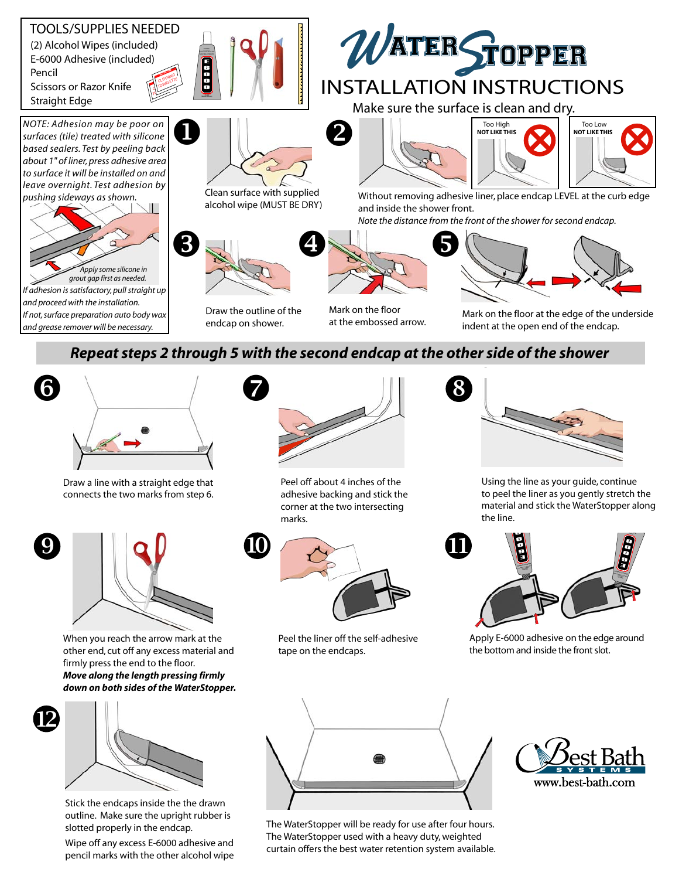# WaterStopper

## INSTALLATION INSTRUCTIONS

Make sure the surface is clean and dry.

### TOOLS/SUPPLIES NEEDED

- (2) Alcohol Wipes (included)
- E-6000 Adhesive (included)
- Pencil
- Scissors or Razor Knife
- Straight Edge

*NOTE: Adhesion may be poor on surfaces (tile) treated with silicone based sealers. Test by peeling back about 1" of liner, press adhesive area to surface it will be installed on and leave overnight. Test adhesion by pushing sideways as shown.*

*Apply some silicone in grout gap first as needed.*

*If adhesion is satisfactory, pull straight up and proceed with the installation.*

*If not, surface preparation auto body wax and grease remover will be necessary.*

**1** Clean surface with supplied alcohol wipe (MUST BE DRY)

**2** Without removing adhesive liner, place endcap LEVEL at the curb edge and inside the shower front.
*Note the distance from the front of the shower for second endcap.*

Too High NOT LIKE THIS — Too Low NOT LIKE THIS

**3** Draw the outline of the endcap on shower.

**4** Mark on the floor at the embossed arrow.

**5** Mark on the floor at the edge of the underside indent at the open end of the endcap.

***Repeat steps 2 through 5 with the second endcap at the other side of the shower***

**6** Draw a line with a straight edge that connects the two marks from step 6.

**7** Peel off about 4 inches of the adhesive backing and stick the corner at the two intersecting marks.

**8** Using the line as your guide, continue to peel the liner as you gently stretch the material and stick the WaterStopper along the line.

**9** When you reach the arrow mark at the other end, cut off any excess material and firmly press the end to the floor.
***Move along the length pressing firmly down on both sides of the WaterStopper.***

**10** Peel the liner off the self-adhesive tape on the endcaps.

**11** Apply E-6000 adhesive on the edge around the bottom and inside the front slot.

**12** Stick the endcaps inside the the drawn outline. Make sure the upright rubber is slotted properly in the endcap.

Wipe off any excess E-6000 adhesive and pencil marks with the other alcohol wipe

The WaterStopper will be ready for use after four hours. The WaterStopper used with a heavy duty, weighted curtain offers the best water retention system available.

Best Bath Systems
www.best-bath.com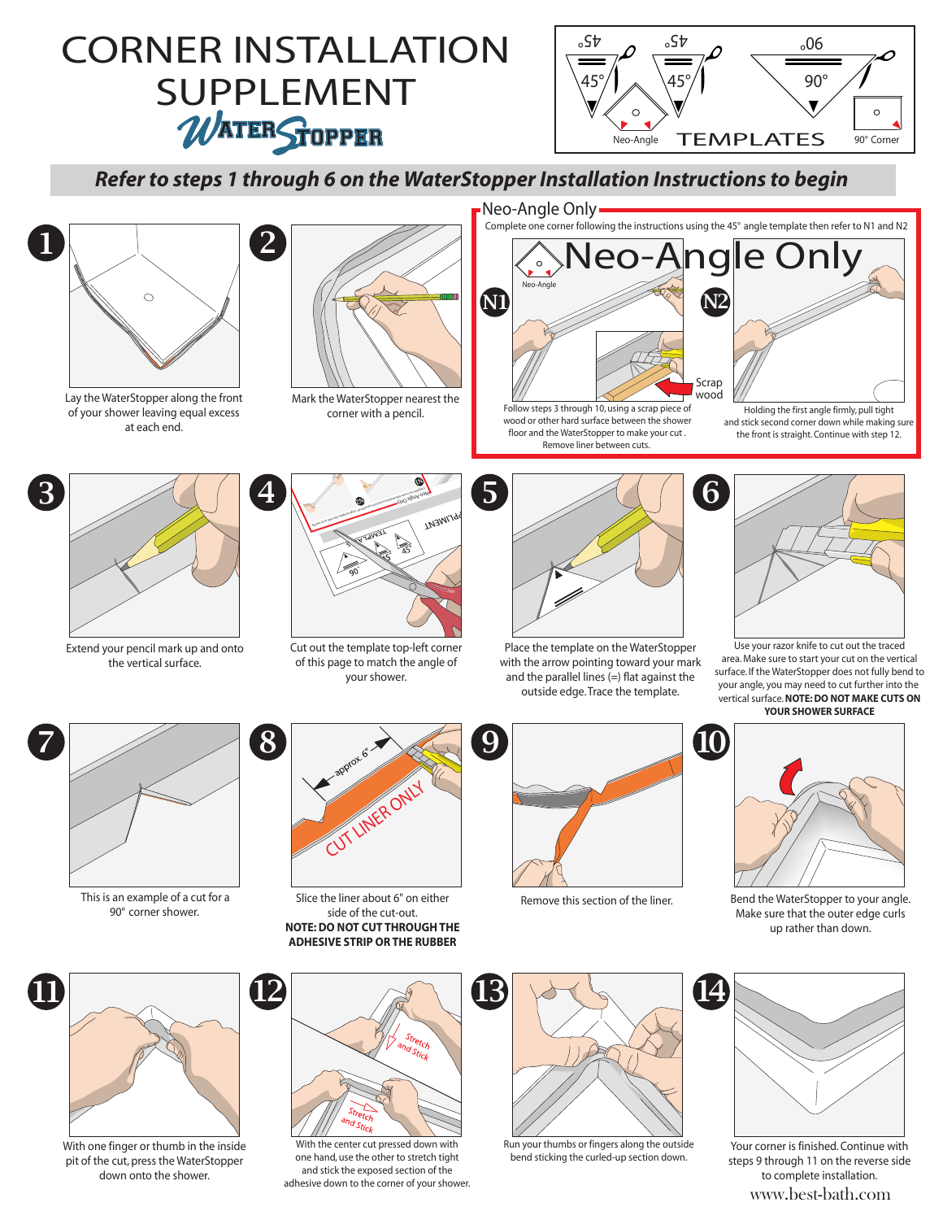# CORNER INSTALLATION SUPPLEMENT

WATERSTOPPER

45° 45° 90°

Neo-Angle TEMPLATES 90° Corner

***Refer to steps 1 through 6 on the WaterStopper Installation Instructions to begin***

## Neo-Angle Only

Complete one corner following the instructions using the 45° angle template then refer to N1 and N2

**N1** Follow steps 3 through 10, using a scrap piece of wood or other hard surface between the shower floor and the WaterStopper to make your cut. Remove liner between cuts.

Scrap wood

**N2** Holding the first angle firmly, pull tight and stick second corner down while making sure the front is straight. Continue with step 12.

**1** Lay the WaterStopper along the front of your shower leaving equal excess at each end.

**2** Mark the WaterStopper nearest the corner with a pencil.

**3** Extend your pencil mark up and onto the vertical surface.

**4** Cut out the template top-left corner of this page to match the angle of your shower.

**5** Place the template on the WaterStopper with the arrow pointing toward your mark and the parallel lines (=) flat against the outside edge. Trace the template.

**6** Use your razor knife to cut out the traced area. Make sure to start your cut on the vertical surface. If the WaterStopper does not fully bend to your angle, you may need to cut further into the vertical surface. **NOTE: DO NOT MAKE CUTS ON YOUR SHOWER SURFACE**

**7** This is an example of a cut for a 90° corner shower.

**8** Slice the liner about 6" on either side of the cut-out. **NOTE: DO NOT CUT THROUGH THE ADHESIVE STRIP OR THE RUBBER**

approx. 6"

CUT LINER ONLY

**9** Remove this section of the liner.

**10** Bend the WaterStopper to your angle. Make sure that the outer edge curls up rather than down.

**11** With one finger or thumb in the inside pit of the cut, press the WaterStopper down onto the shower.

**12** With the center cut pressed down with one hand, use the other to stretch tight and stick the exposed section of the adhesive down to the corner of your shower.

Stretch and Stick

**13** Run your thumbs or fingers along the outside bend sticking the curled-up section down.

**14** Your corner is finished. Continue with steps 9 through 11 on the reverse side to complete installation.

www.best-bath.com